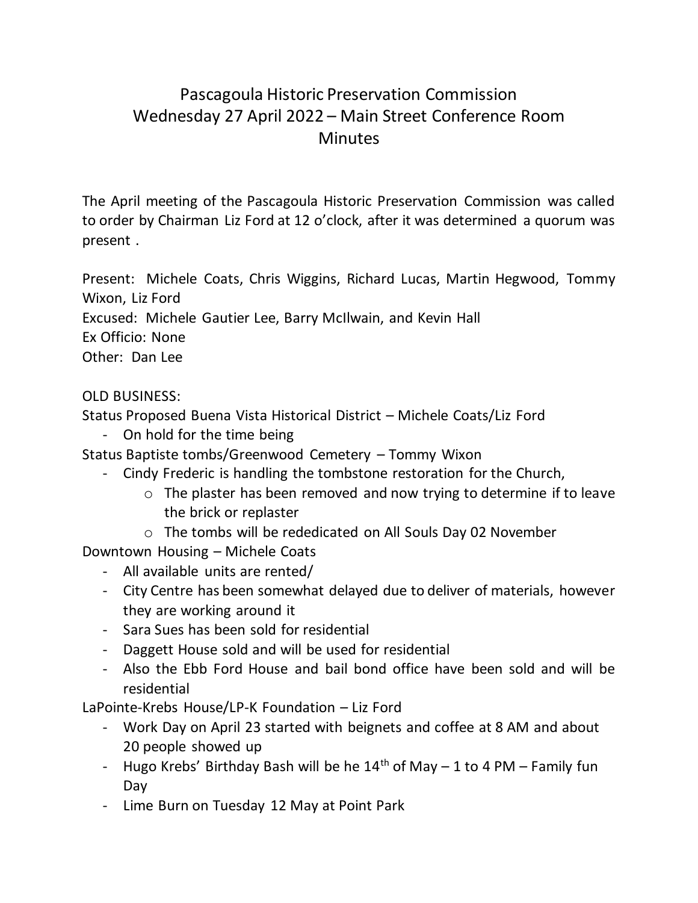# Pascagoula Historic Preservation Commission
## Wednesday 27 April 2022 – Main Street Conference Room
## Minutes

The April meeting of the Pascagoula Historic Preservation Commission was called to order by Chairman Liz Ford at 12 o'clock, after it was determined a quorum was present .

Present: Michele Coats, Chris Wiggins, Richard Lucas, Martin Hegwood, Tommy Wixon, Liz Ford
Excused: Michele Gautier Lee, Barry McIlwain, and Kevin Hall
Ex Officio: None
Other: Dan Lee

OLD BUSINESS:

Status Proposed Buena Vista Historical District – Michele Coats/Liz Ford

- On hold for the time being

Status Baptiste tombs/Greenwood Cemetery – Tommy Wixon

- Cindy Frederic is handling the tombstone restoration for the Church,
    - The plaster has been removed and now trying to determine if to leave the brick or replaster
    - The tombs will be rededicated on All Souls Day 02 November

Downtown Housing – Michele Coats

- All available units are rented/
- City Centre has been somewhat delayed due to deliver of materials, however they are working around it
- Sara Sues has been sold for residential
- Daggett House sold and will be used for residential
- Also the Ebb Ford House and bail bond office have been sold and will be residential

LaPointe-Krebs House/LP-K Foundation – Liz Ford

- Work Day on April 23 started with beignets and coffee at 8 AM and about 20 people showed up
- Hugo Krebs' Birthday Bash will be he 14th of May – 1 to 4 PM – Family fun Day
- Lime Burn on Tuesday 12 May at Point Park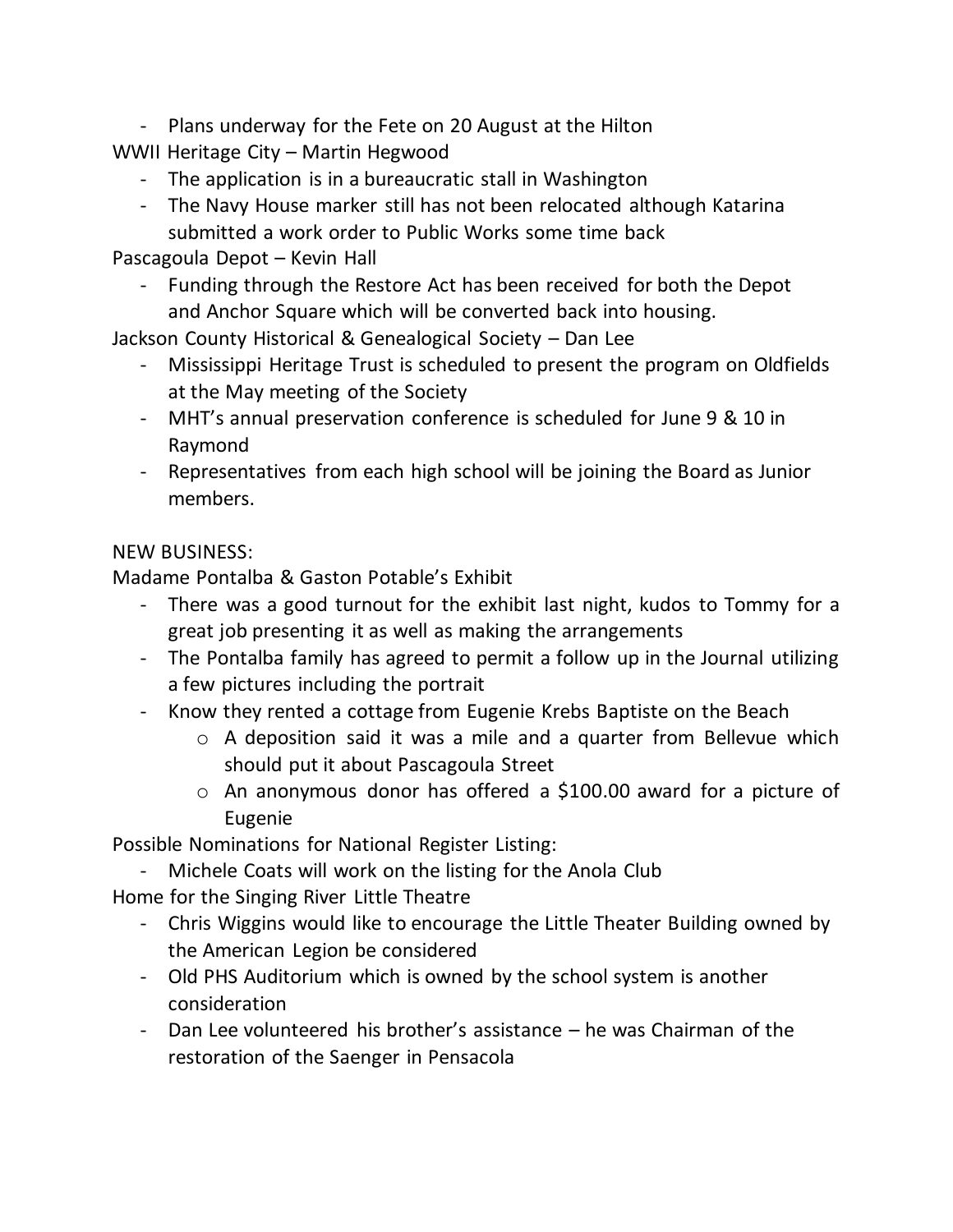- Plans underway for the Fete on 20 August at the Hilton

WWII Heritage City – Martin Hegwood

- The application is in a bureaucratic stall in Washington
- The Navy House marker still has not been relocated although Katarina submitted a work order to Public Works some time back

Pascagoula Depot – Kevin Hall

- Funding through the Restore Act has been received for both the Depot and Anchor Square which will be converted back into housing.

Jackson County Historical & Genealogical Society – Dan Lee

- Mississippi Heritage Trust is scheduled to present the program on Oldfields at the May meeting of the Society
- MHT's annual preservation conference is scheduled for June 9 & 10 in Raymond
- Representatives from each high school will be joining the Board as Junior members.

NEW BUSINESS:

Madame Pontalba & Gaston Potable's Exhibit

- There was a good turnout for the exhibit last night, kudos to Tommy for a great job presenting it as well as making the arrangements
- The Pontalba family has agreed to permit a follow up in the Journal utilizing a few pictures including the portrait
- Know they rented a cottage from Eugenie Krebs Baptiste on the Beach
    - A deposition said it was a mile and a quarter from Bellevue which should put it about Pascagoula Street
    - An anonymous donor has offered a $100.00 award for a picture of Eugenie

Possible Nominations for National Register Listing:

- Michele Coats will work on the listing for the Anola Club

Home for the Singing River Little Theatre

- Chris Wiggins would like to encourage the Little Theater Building owned by the American Legion be considered
- Old PHS Auditorium which is owned by the school system is another consideration
- Dan Lee volunteered his brother's assistance – he was Chairman of the restoration of the Saenger in Pensacola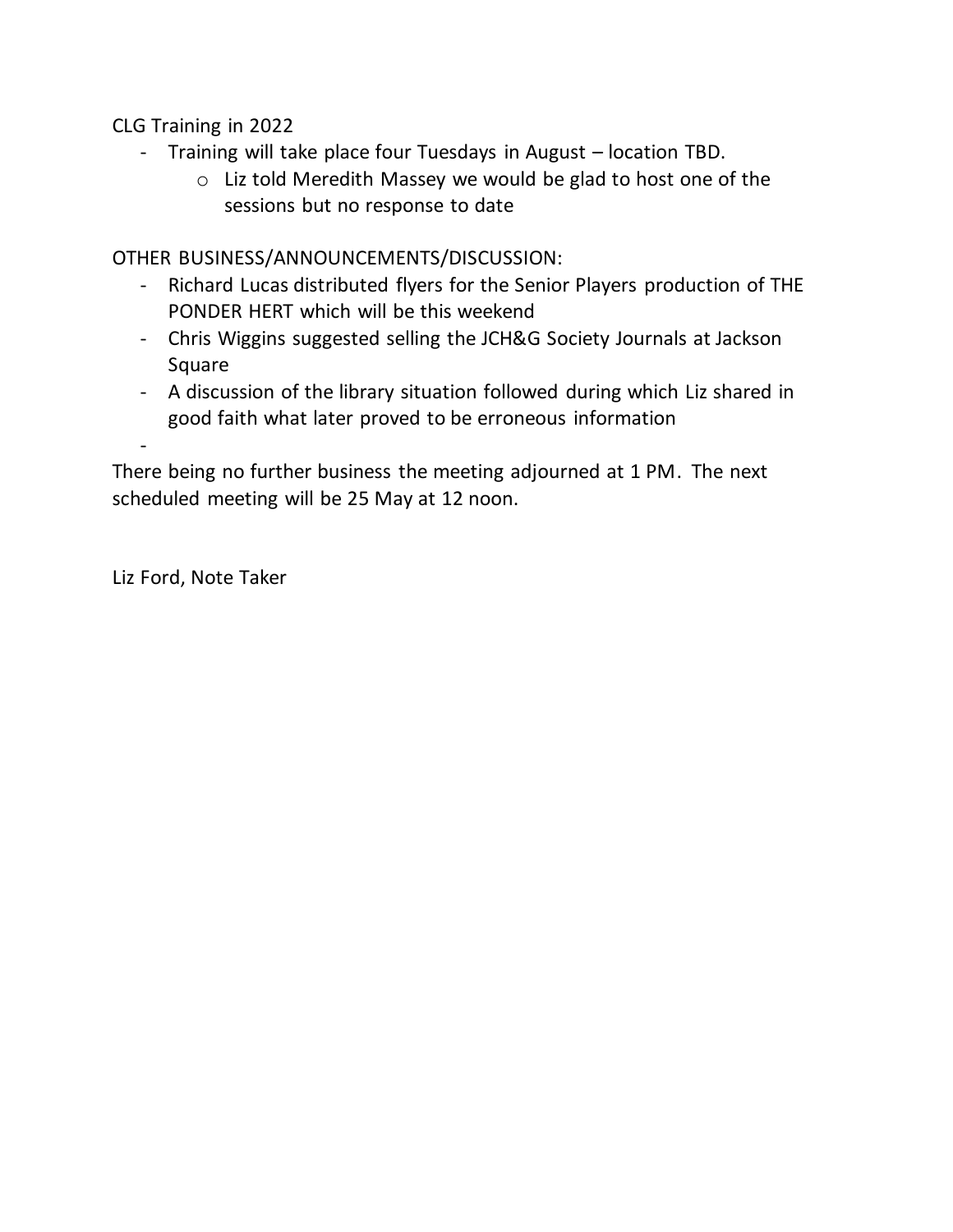CLG Training in 2022

- Training will take place four Tuesdays in August – location TBD.
    - Liz told Meredith Massey we would be glad to host one of the sessions but no response to date

OTHER BUSINESS/ANNOUNCEMENTS/DISCUSSION:

- Richard Lucas distributed flyers for the Senior Players production of THE PONDER HERT which will be this weekend
- Chris Wiggins suggested selling the JCH&G Society Journals at Jackson Square
- A discussion of the library situation followed during which Liz shared in good faith what later proved to be erroneous information
-

There being no further business the meeting adjourned at 1 PM. The next scheduled meeting will be 25 May at 12 noon.

Liz Ford, Note Taker